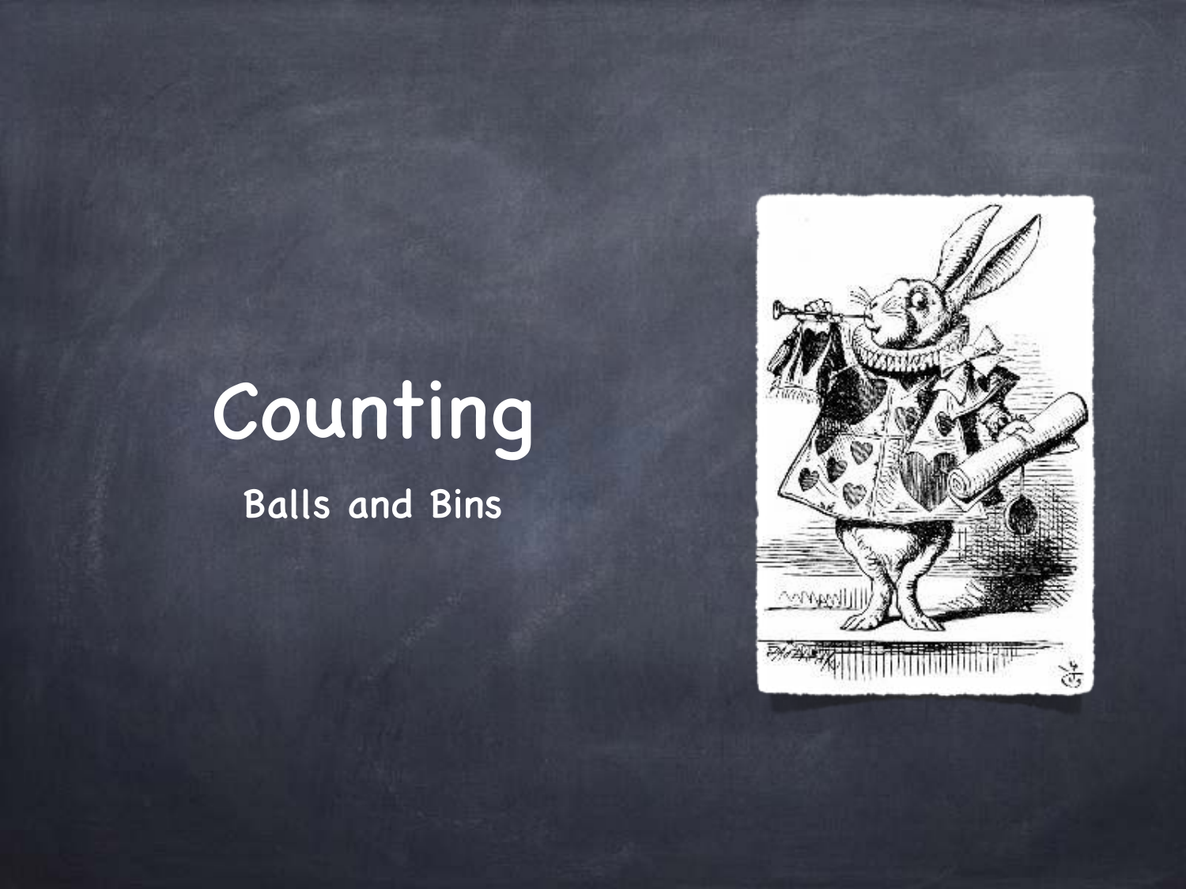# Counting

## Balls and Bins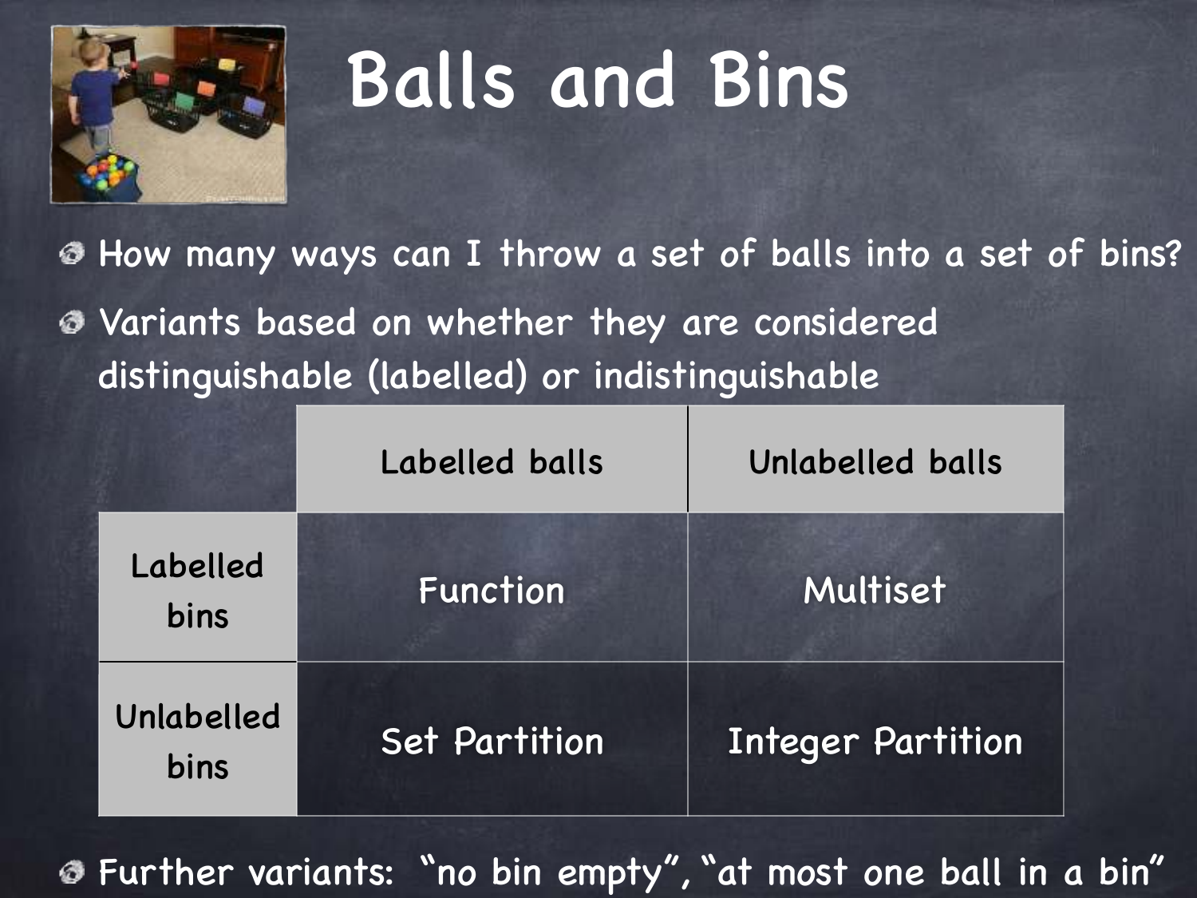# Balls and Bins

- How many ways can I throw a set of balls into a set of bins?
- Variants based on whether they are considered distinguishable (labelled) or indistinguishable

| | Labelled balls | Unlabelled balls |
|---|---|---|
| Labelled bins | Function | Multiset |
| Unlabelled bins | Set Partition | Integer Partition |

- Further variants: "no bin empty", "at most one ball in a bin"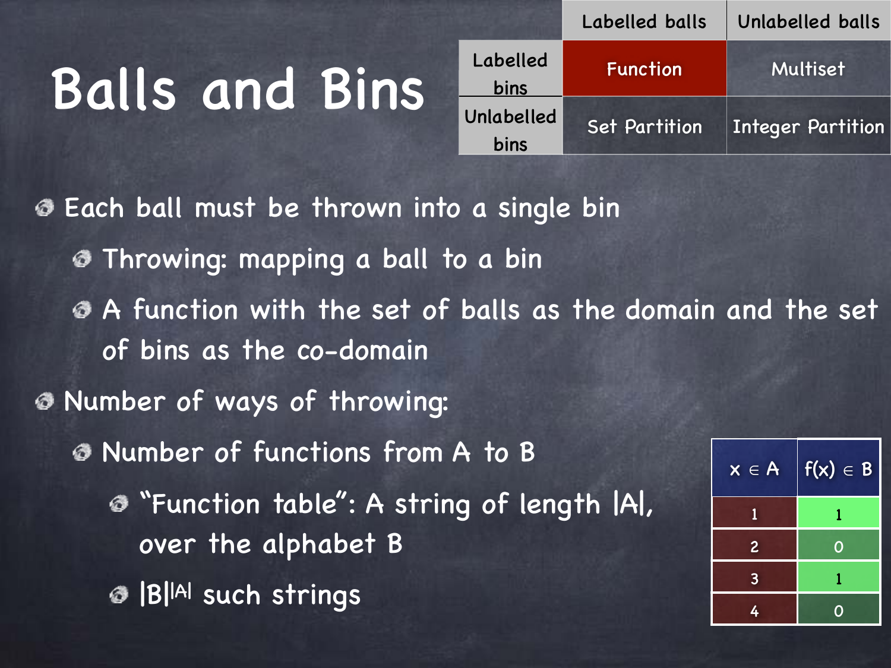# Balls and Bins

| | Labelled balls | Unlabelled balls |
|---|---|---|
| Labelled bins | Function | Multiset |
| Unlabelled bins | Set Partition | Integer Partition |

- Each ball must be thrown into a single bin
  - Throwing: mapping a ball to a bin
  - A function with the set of balls as the domain and the set of bins as the co-domain
- Number of ways of throwing:
  - Number of functions from A to B
    - "Function table": A string of length |A|, over the alphabet B
    - $|B|^{|A|}$ such strings

| $x \in A$ | $f(x) \in B$ |
|---|---|
| 1 | 1 |
| 2 | 0 |
| 3 | 1 |
| 4 | 0 |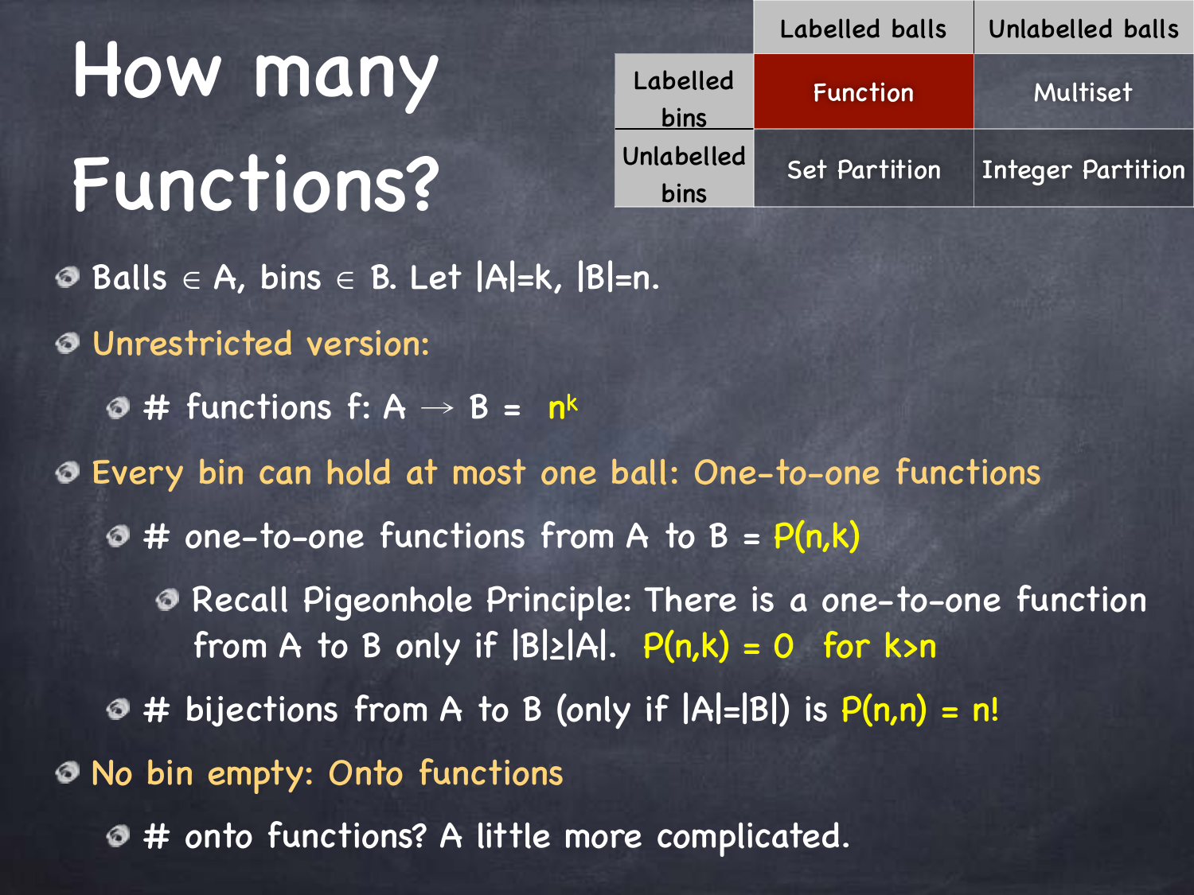# How many Functions?

| | Labelled balls | Unlabelled balls |
|---|---|---|
| Labelled bins | Function | Multiset |
| Unlabelled bins | Set Partition | Integer Partition |

- Balls $\in$ A, bins $\in$ B. Let $|A|=k$, $|B|=n$.
- Unrestricted version:
  - # functions $f: A \rightarrow B$ = $n^k$
- Every bin can hold at most one ball: One-to-one functions
  - # one-to-one functions from A to B = $P(n,k)$
    - Recall Pigeonhole Principle: There is a one-to-one function from A to B only if $|B| \geq |A|$. $P(n,k) = 0$ for $k>n$
  - # bijections from A to B (only if $|A|=|B|$) is $P(n,n) = n!$
- No bin empty: Onto functions
  - # onto functions? A little more complicated.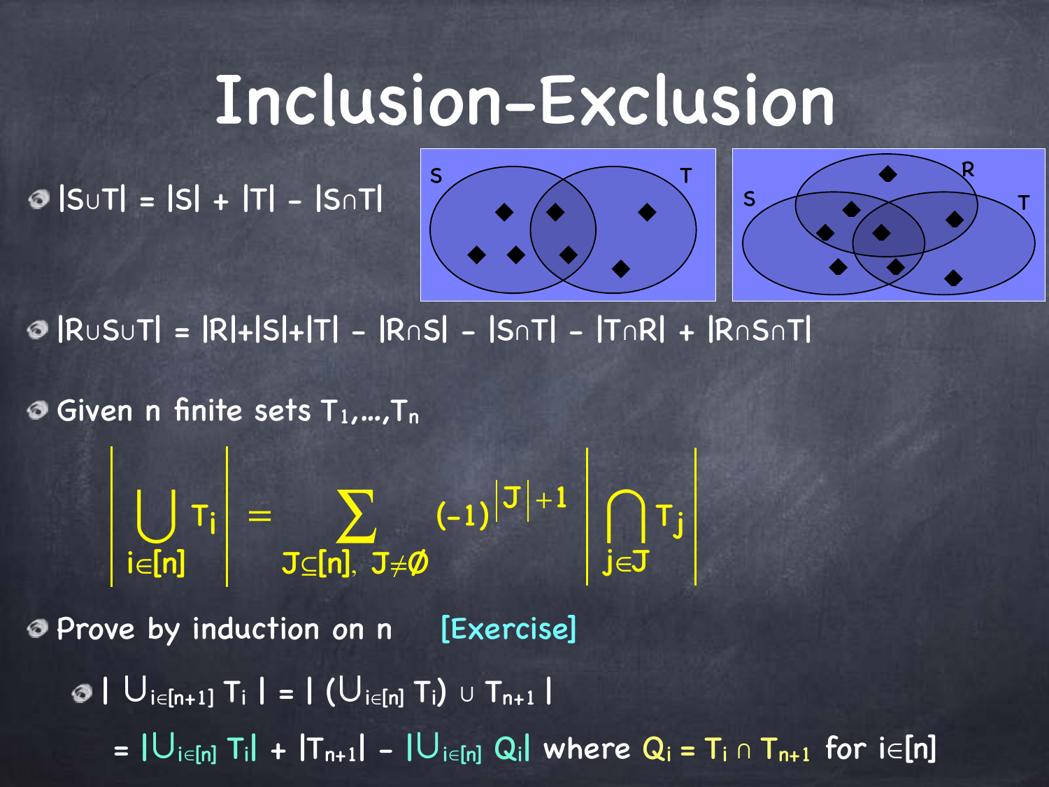# Inclusion-Exclusion

- $|S \cup T| = |S| + |T| - |S \cap T|$
- $|R \cup S \cup T| = |R| + |S| + |T| - |R \cap S| - |S \cap T| - |T \cap R| + |R \cap S \cap T|$
- Given n finite sets $T_1, \ldots, T_n$

$$\left| \bigcup_{i \in [n]} T_i \right| = \sum_{J \subseteq [n],\ J \neq \emptyset} (-1)^{|J|+1} \left| \bigcap_{j \in J} T_j \right|$$

- Prove by induction on n **[Exercise]**
  - $| \cup_{i \in [n+1]} T_i | = | (\cup_{i \in [n]} T_i) \cup T_{n+1} |$

    $= |\cup_{i \in [n]} T_i| + |T_{n+1}| - |\cup_{i \in [n]} Q_i|$ where $Q_i = T_i \cap T_{n+1}$ for $i \in [n]$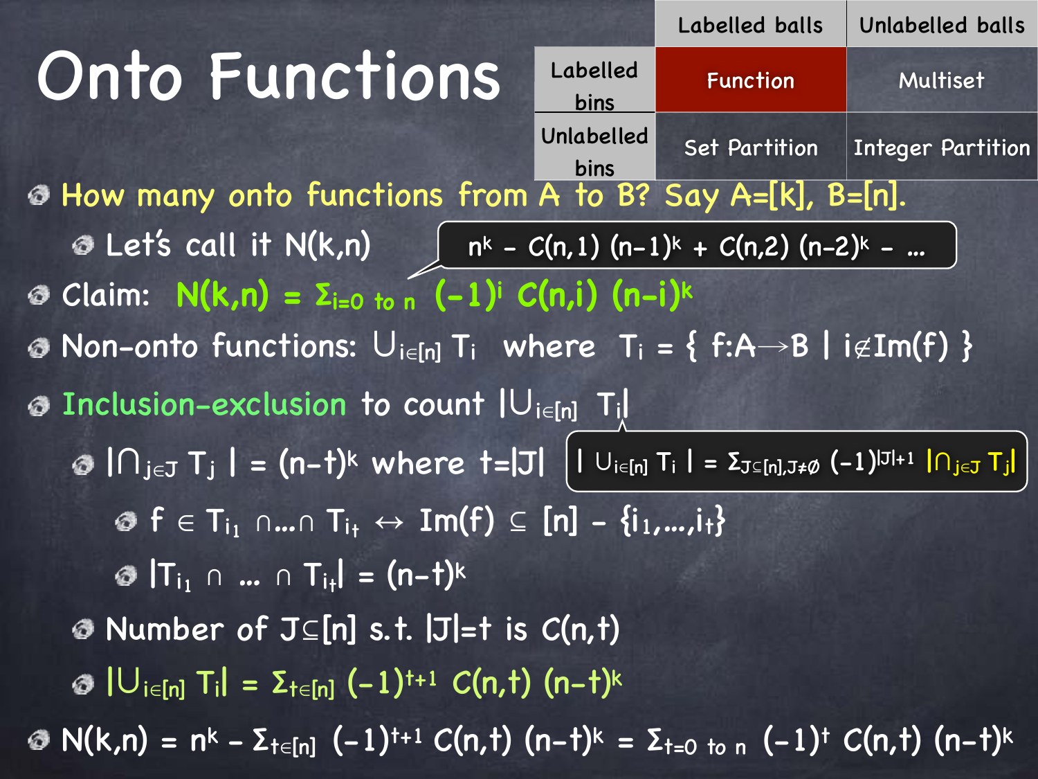# Onto Functions

| | Labelled balls | Unlabelled balls |
|---|---|---|
| Labelled bins | Function | Multiset |
| Unlabelled bins | Set Partition | Integer Partition |

- How many onto functions from A to B? Say A=[k], B=[n].
  - Let's call it N(k,n)
- Claim: $N(k,n) = \Sigma_{i=0 \text{ to } n} (-1)^i C(n,i) (n-i)^k$

  > $n^k - C(n,1)(n-1)^k + C(n,2)(n-2)^k - \ldots$

- Non-onto functions: $\cup_{i\in[n]} T_i$ where $T_i = \{ f{:}A\rightarrow B \mid i \notin Im(f) \}$
- Inclusion-exclusion to count $|\cup_{i\in[n]} T_i|$

  > $| \cup_{i\in[n]} T_i | = \Sigma_{J\subseteq[n],J\neq\emptyset} (-1)^{|J|+1} |\cap_{j\in J} T_j|$

  - $|\cap_{j\in J} T_j| = (n-t)^k$ where $t=|J|$
    - $f \in T_{i_1} \cap \ldots \cap T_{i_t} \leftrightarrow Im(f) \subseteq [n] - \{i_1,\ldots,i_t\}$
    - $|T_{i_1} \cap \ldots \cap T_{i_t}| = (n-t)^k$
  - Number of $J\subseteq[n]$ s.t. $|J|=t$ is $C(n,t)$
  - $|\cup_{i\in[n]} T_i| = \Sigma_{t\in[n]} (-1)^{t+1} C(n,t) (n-t)^k$
- $N(k,n) = n^k - \Sigma_{t\in[n]} (-1)^{t+1} C(n,t) (n-t)^k = \Sigma_{t=0 \text{ to } n} (-1)^t C(n,t) (n-t)^k$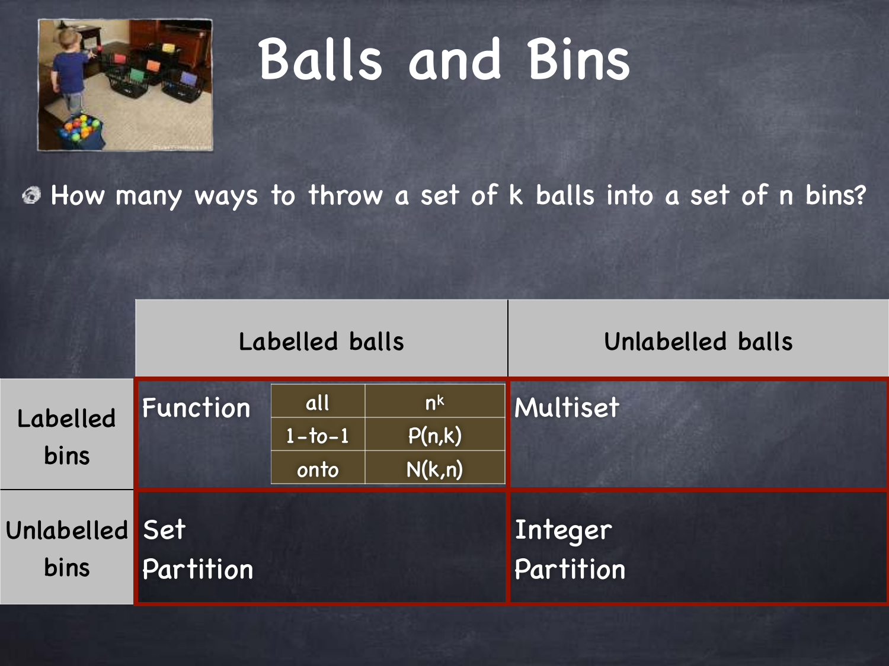# Balls and Bins

- How many ways to throw a set of k balls into a set of n bins?

| | Labelled balls | Unlabelled balls |
|---|---|---|
| Labelled bins | Function: all — $n^k$; 1-to-1 — $P(n,k)$; onto — $N(k,n)$ | Multiset |
| Unlabelled bins | Set Partition | Integer Partition |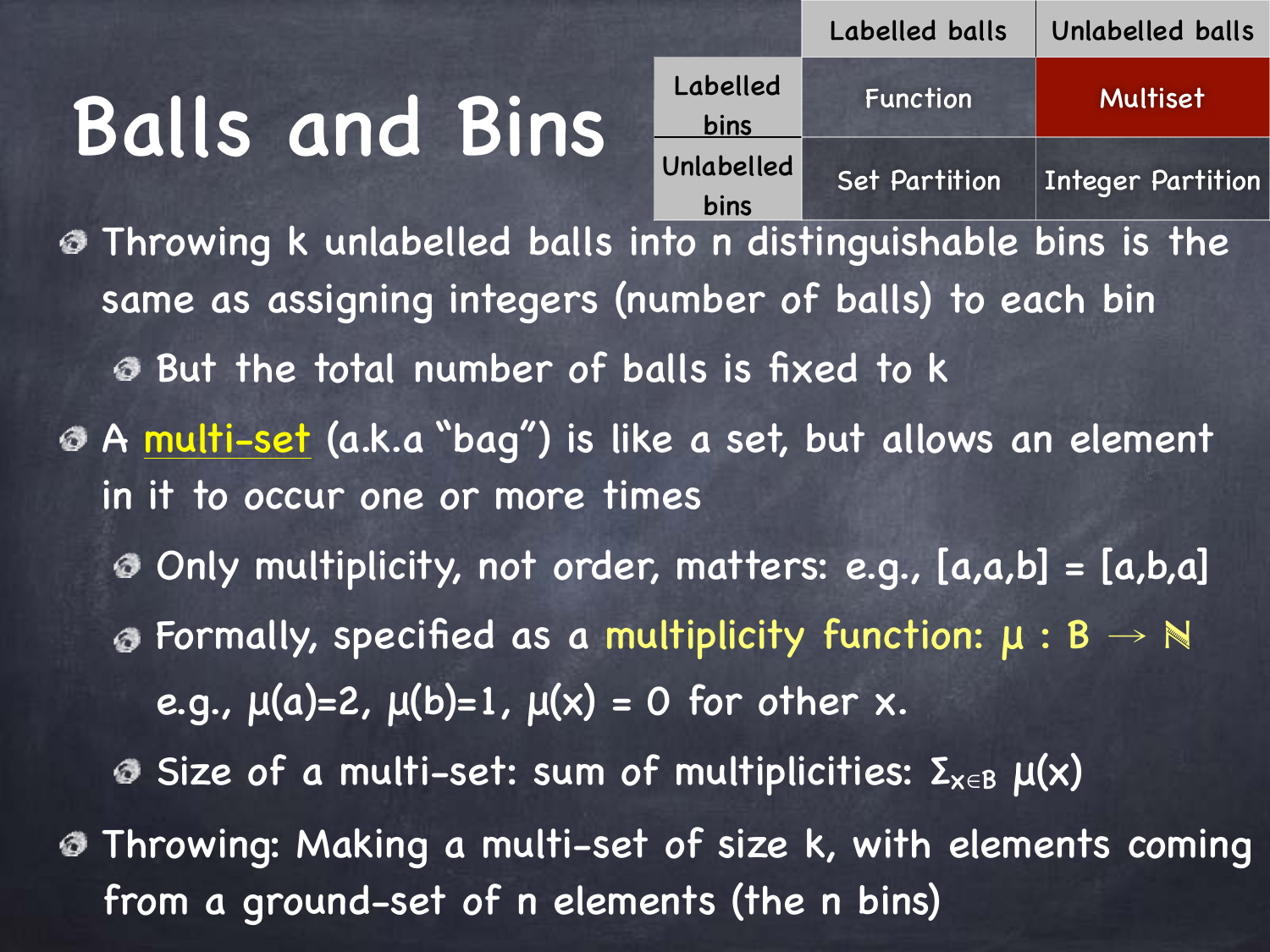# Balls and Bins

| | Labelled balls | Unlabelled balls |
|---|---|---|
| Labelled bins | Function | **Multiset** |
| Unlabelled bins | Set Partition | Integer Partition |

- Throwing k unlabelled balls into n distinguishable bins is the same as assigning integers (number of balls) to each bin
  - But the total number of balls is fixed to k
- A multi-set (a.k.a "bag") is like a set, but allows an element in it to occur one or more times
  - Only multiplicity, not order, matters: e.g., [a,a,b] = [a,b,a]
  - Formally, specified as a multiplicity function: $\mu : B \rightarrow \mathbb{N}$ e.g., $\mu(a)=2$, $\mu(b)=1$, $\mu(x) = 0$ for other x.
  - Size of a multi-set: sum of multiplicities: $\Sigma_{x \in B}\ \mu(x)$
- Throwing: Making a multi-set of size k, with elements coming from a ground-set of n elements (the n bins)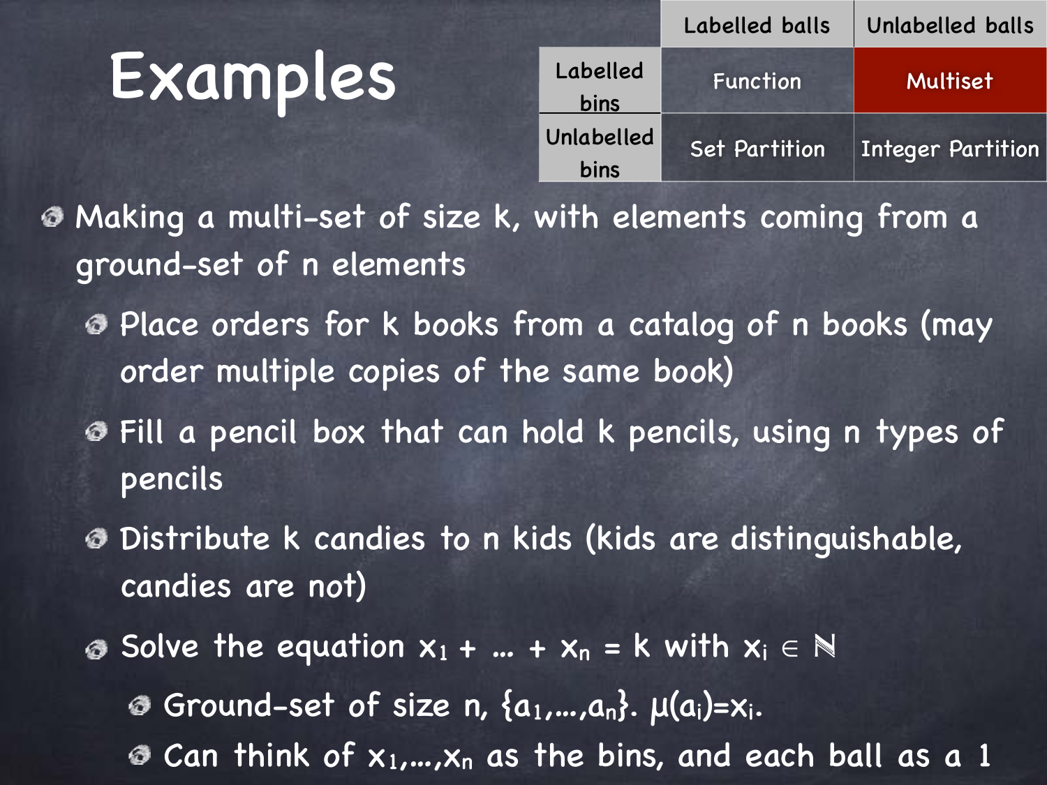# Examples

| | Labelled balls | Unlabelled balls |
|---|---|---|
| Labelled bins | Function | Multiset |
| Unlabelled bins | Set Partition | Integer Partition |

- Making a multi-set of size k, with elements coming from a ground-set of n elements
  - Place orders for k books from a catalog of n books (may order multiple copies of the same book)
  - Fill a pencil box that can hold k pencils, using n types of pencils
  - Distribute k candies to n kids (kids are distinguishable, candies are not)
  - Solve the equation $x_1 + \ldots + x_n = k$ with $x_i \in \mathbb{N}$
    - Ground-set of size n, $\{a_1,\ldots,a_n\}$. $\mu(a_i)=x_i$.
    - Can think of $x_1,\ldots,x_n$ as the bins, and each ball as a 1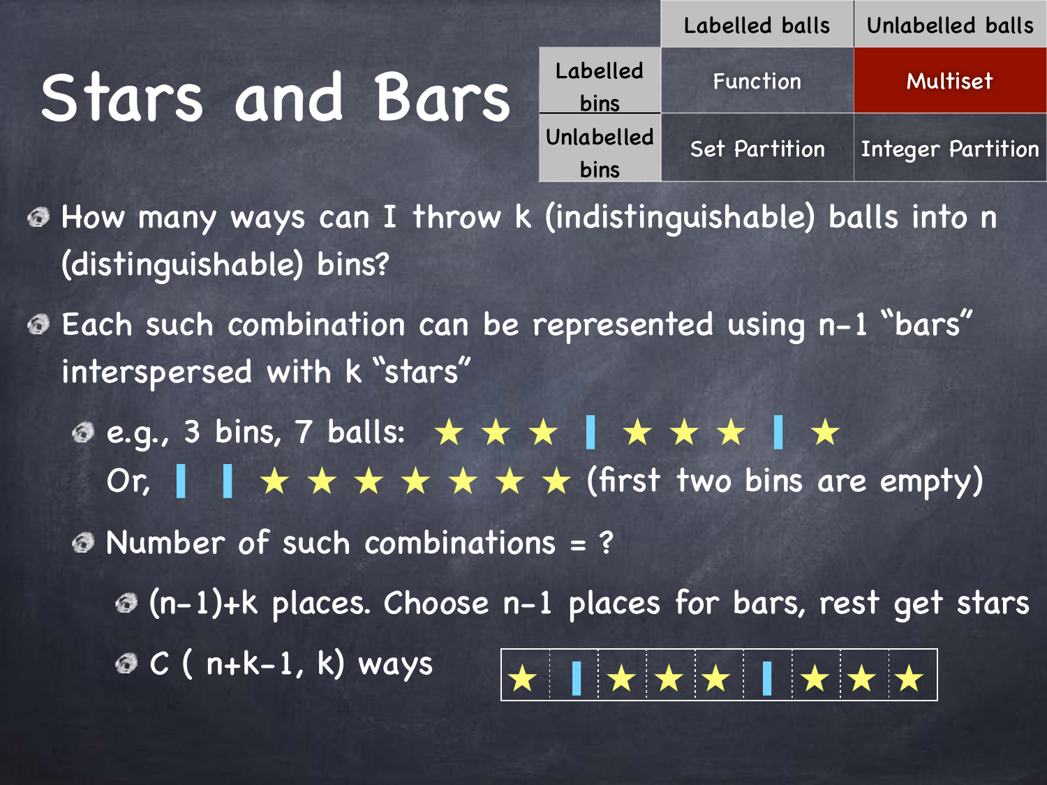# Stars and Bars

| | Labelled balls | Unlabelled balls |
|---|---|---|
| Labelled bins | Function | **Multiset** |
| Unlabelled bins | Set Partition | Integer Partition |

- How many ways can I throw k (indistinguishable) balls into n (distinguishable) bins?
- Each such combination can be represented using n-1 "bars" interspersed with k "stars"
  - e.g., 3 bins, 7 balls: ★ ★ ★ | ★ ★ ★ | ★
    Or, | | ★ ★ ★ ★ ★ ★ ★ (first two bins are empty)
  - Number of such combinations = ?
    - (n-1)+k places. Choose n-1 places for bars, rest get stars
    - C ( n+k-1, k) ways

| ★ | \| | ★ | ★ | ★ | \| | ★ | ★ | ★ |
|---|---|---|---|---|---|---|---|---|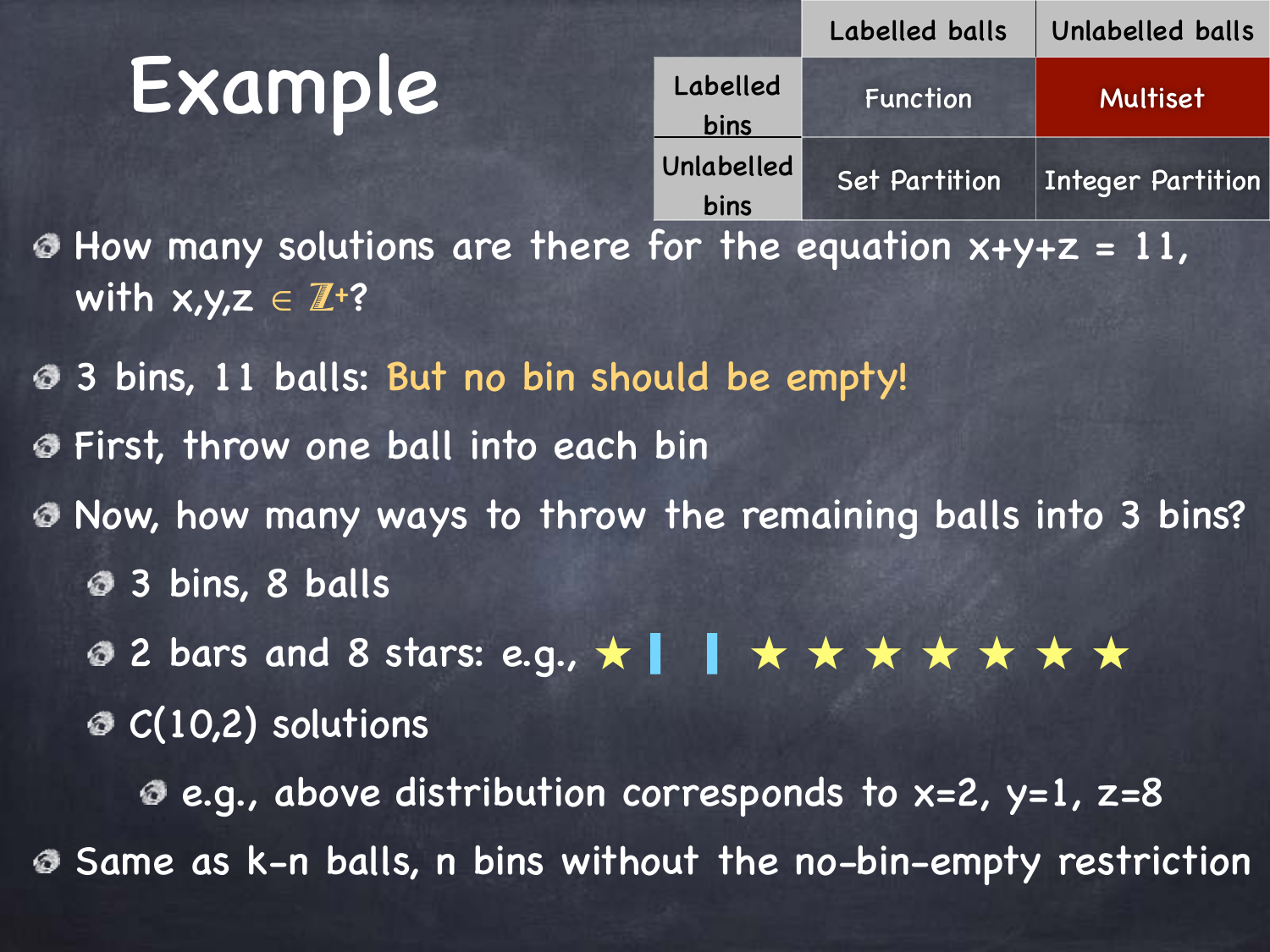# Example

| | Labelled balls | Unlabelled balls |
|---|---|---|
| Labelled bins | Function | **Multiset** |
| Unlabelled bins | Set Partition | Integer Partition |

- How many solutions are there for the equation $x+y+z = 11$, with $x,y,z \in \mathbb{Z}^+$?
- 3 bins, 11 balls: But no bin should be empty!
- First, throw one ball into each bin
- Now, how many ways to throw the remaining balls into 3 bins?
  - 3 bins, 8 balls
  - 2 bars and 8 stars: e.g., ★ | | ★ ★ ★ ★ ★ ★ ★
  - C(10,2) solutions
    - e.g., above distribution corresponds to x=2, y=1, z=8
- Same as k-n balls, n bins without the no-bin-empty restriction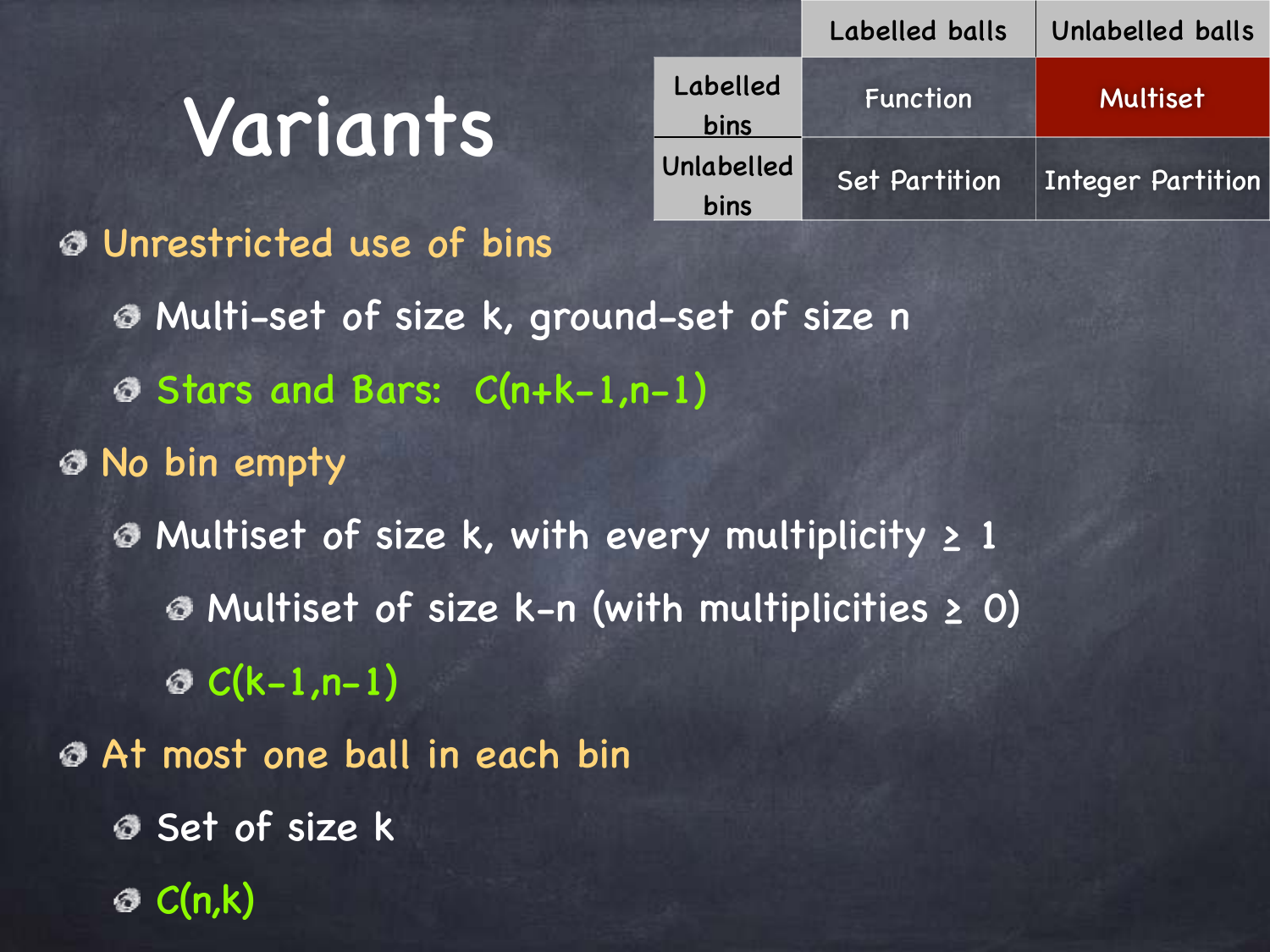# Variants

| | Labelled balls | Unlabelled balls |
|---|---|---|
| Labelled bins | Function | Multiset |
| Unlabelled bins | Set Partition | Integer Partition |

- Unrestricted use of bins
  - Multi-set of size k, ground-set of size n
  - Stars and Bars: $C(n+k-1,n-1)$
- No bin empty
  - Multiset of size k, with every multiplicity ≥ 1
    - Multiset of size k-n (with multiplicities ≥ 0)
    - $C(k-1,n-1)$
- At most one ball in each bin
  - Set of size k
  - $C(n,k)$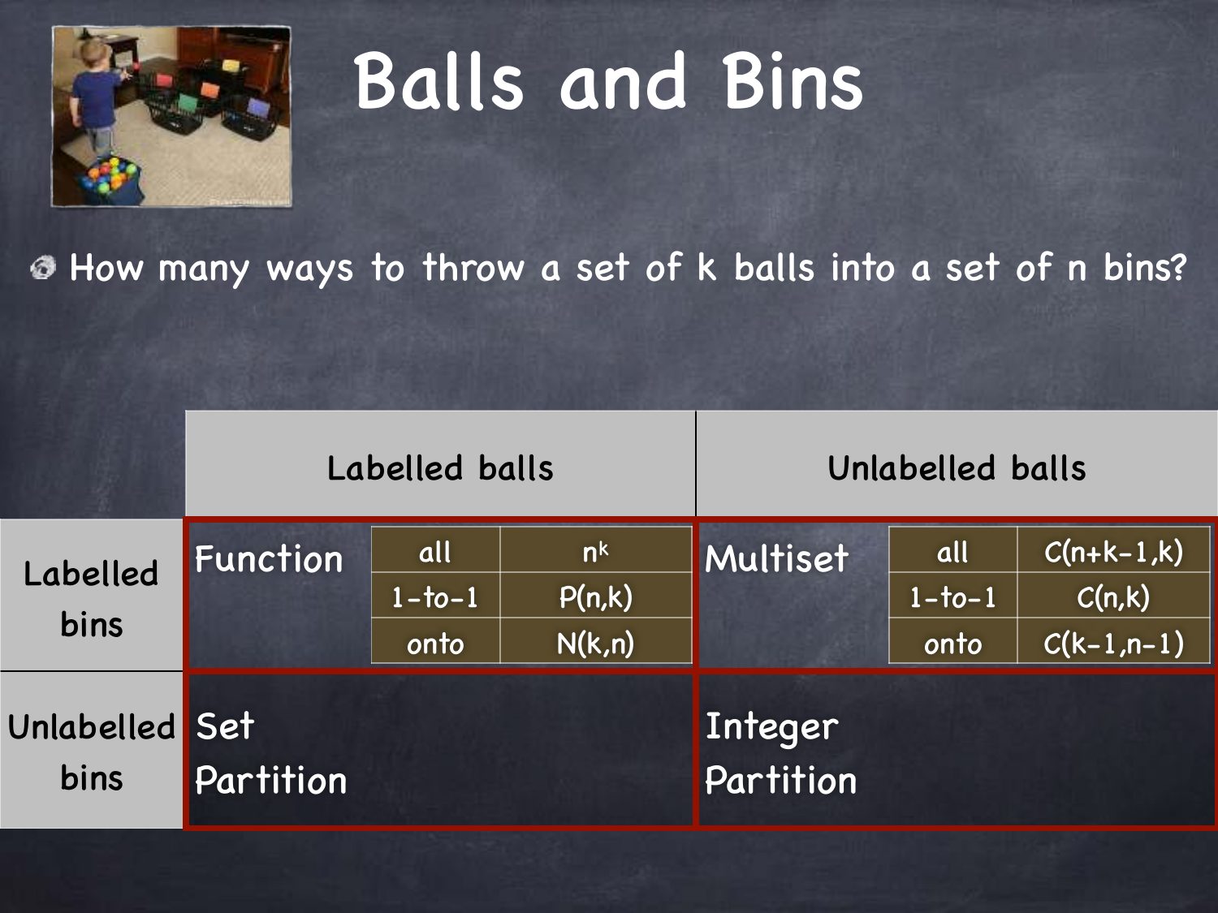# Balls and Bins

- How many ways to throw a set of k balls into a set of n bins?

| | Labelled balls | | | Unlabelled balls | | |
|---|---|---|---|---|---|---|
| **Labelled bins** | Function | all | $n^k$ | Multiset | all | $C(n+k-1,k)$ |
| | | 1-to-1 | $P(n,k)$ | | 1-to-1 | $C(n,k)$ |
| | | onto | $N(k,n)$ | | onto | $C(k-1,n-1)$ |
| **Unlabelled bins** | Set Partition | | | Integer Partition | | |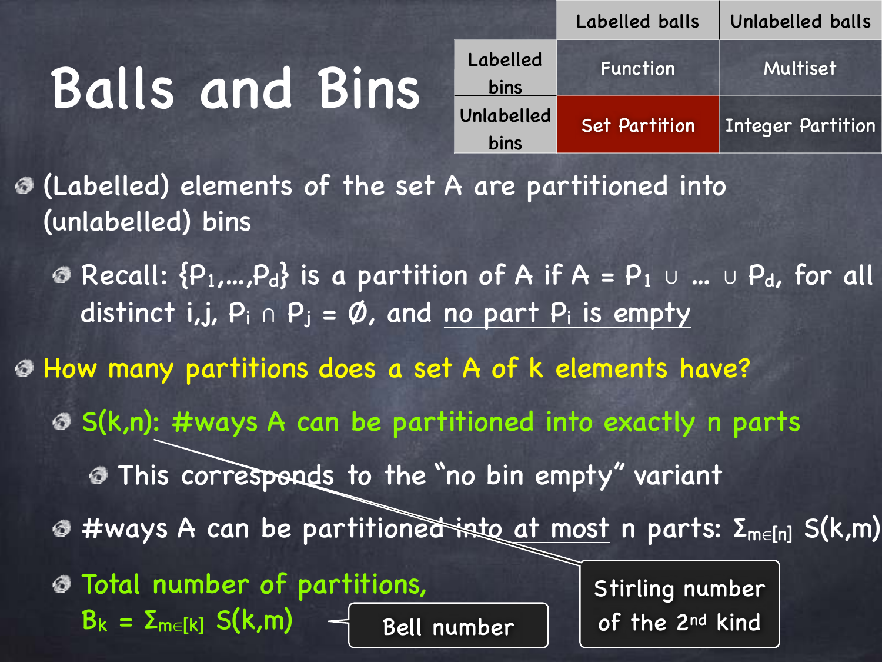# Balls and Bins

| | Labelled balls | Unlabelled balls |
|---|---|---|
| Labelled bins | Function | Multiset |
| Unlabelled bins | Set Partition | Integer Partition |

- (Labelled) elements of the set A are partitioned into (unlabelled) bins
  - Recall: $\{P_1,\ldots,P_d\}$ is a partition of A if $A = P_1 \cup \ldots \cup P_d$, for all distinct i,j, $P_i \cap P_j = \emptyset$, and no part $P_i$ is empty
- How many partitions does a set A of k elements have?
  - $S(k,n)$: #ways A can be partitioned into exactly n parts
    - This corresponds to the "no bin empty" variant
  - #ways A can be partitioned into at most n parts: $\Sigma_{m\in[n]}\ S(k,m)$
  - Total number of partitions, $B_k = \Sigma_{m\in[k]}\ S(k,m)$

Stirling number of the 2nd kind

Bell number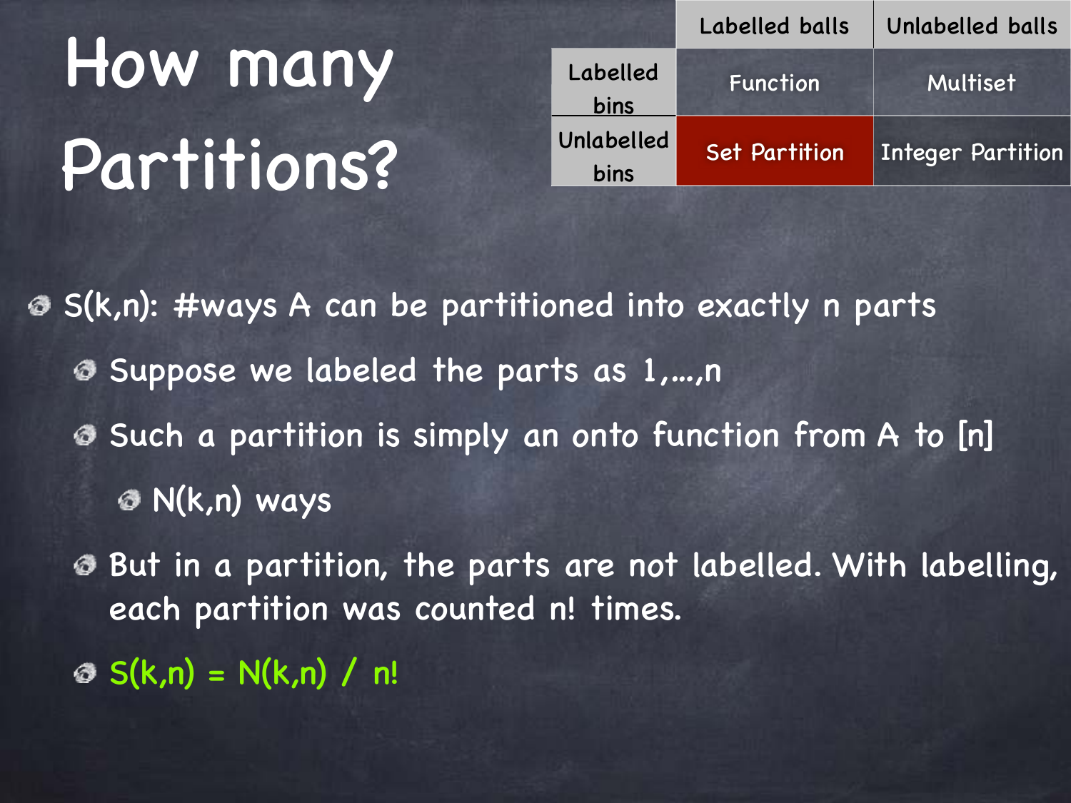# How many Partitions?

| | Labelled balls | Unlabelled balls |
|---|---|---|
| Labelled bins | Function | Multiset |
| Unlabelled bins | Set Partition | Integer Partition |

- S(k,n): #ways A can be partitioned into exactly n parts
  - Suppose we labeled the parts as 1,...,n
  - Such a partition is simply an onto function from A to [n]
    - N(k,n) ways
  - But in a partition, the parts are not labelled. With labelling, each partition was counted n! times.
  - $S(k,n) = N(k,n) / n!$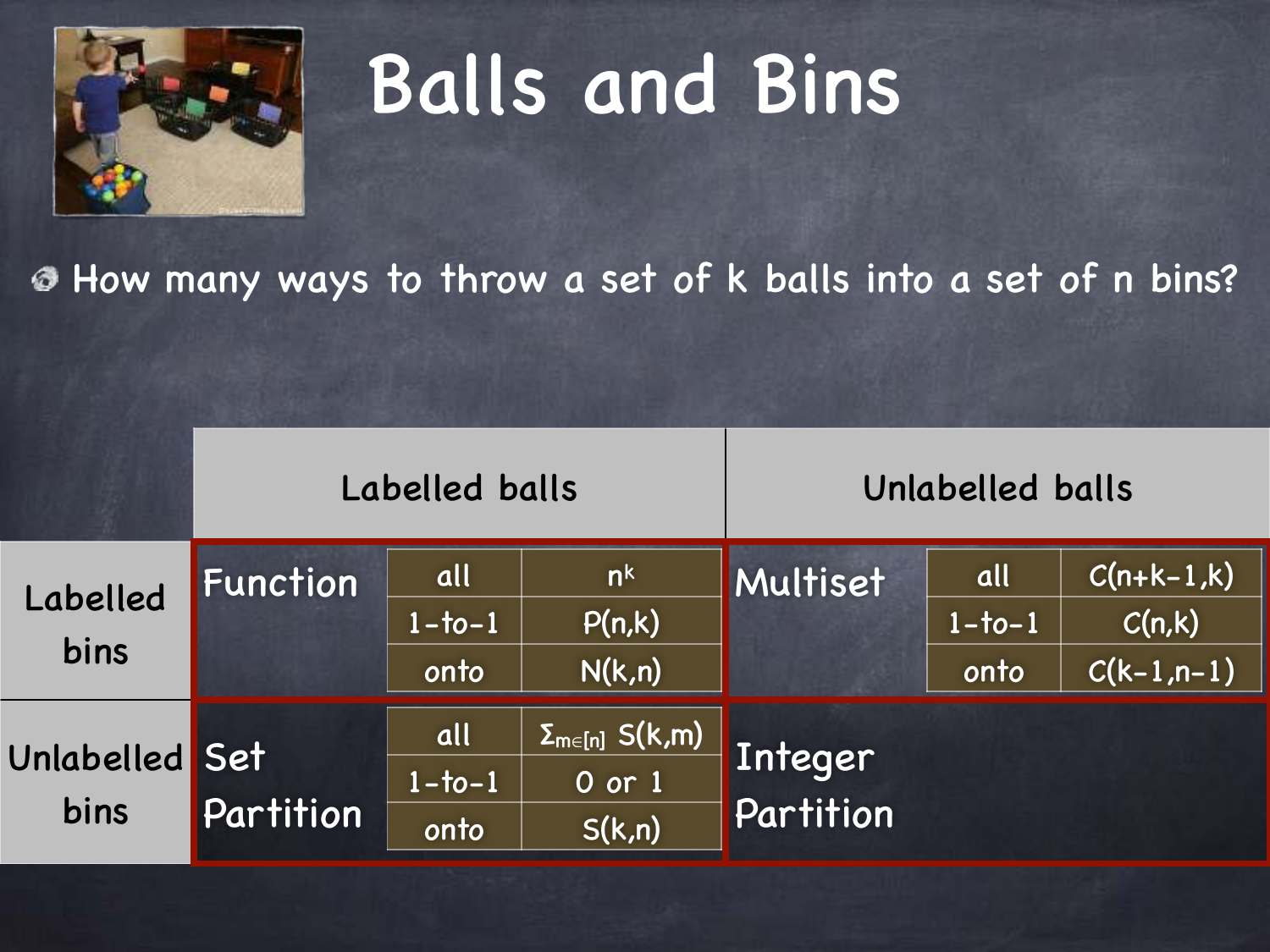# Balls and Bins

- How many ways to throw a set of k balls into a set of n bins?

| | Labelled balls | | | Unlabelled balls | | |
|---|---|---|---|---|---|---|
| **Labelled bins** | Function | all | $n^k$ | Multiset | all | $C(n+k-1,k)$ |
| | | 1-to-1 | $P(n,k)$ | | 1-to-1 | $C(n,k)$ |
| | | onto | $N(k,n)$ | | onto | $C(k-1,n-1)$ |
| **Unlabelled bins** | Set Partition | all | $\Sigma_{m \in [n]} S(k,m)$ | Integer Partition | | |
| | | 1-to-1 | 0 or 1 | | | |
| | | onto | $S(k,n)$ | | | |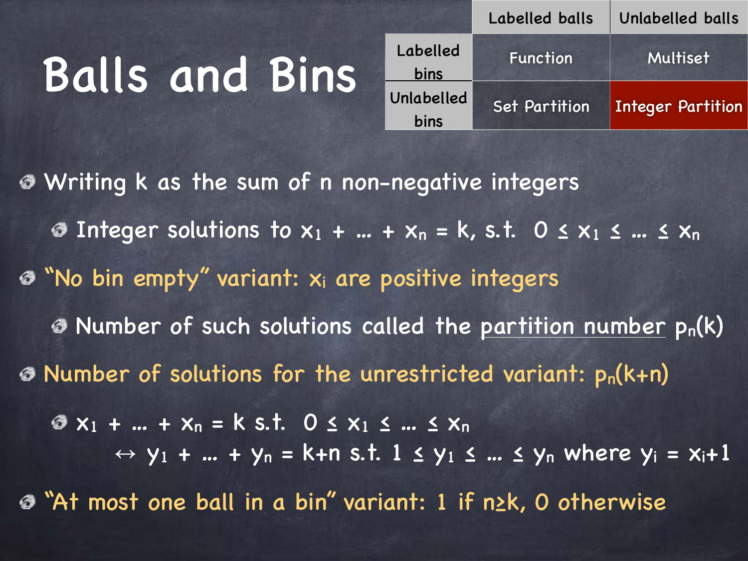# Balls and Bins

| | Labelled balls | Unlabelled balls |
|---|---|---|
| Labelled bins | Function | Multiset |
| Unlabelled bins | Set Partition | **Integer Partition** |

- Writing k as the sum of n non-negative integers
  - Integer solutions to $x_1 + \ldots + x_n = k$, s.t. $0 \leq x_1 \leq \ldots \leq x_n$
- "No bin empty" variant: $x_i$ are positive integers
  - Number of such solutions called the partition number $p_n(k)$
- Number of solutions for the unrestricted variant: $p_n(k+n)$
  - $x_1 + \ldots + x_n = k$ s.t. $0 \leq x_1 \leq \ldots \leq x_n$
    $\leftrightarrow y_1 + \ldots + y_n = k+n$ s.t. $1 \leq y_1 \leq \ldots \leq y_n$ where $y_i = x_i+1$
- "At most one ball in a bin" variant: 1 if $n \geq k$, 0 otherwise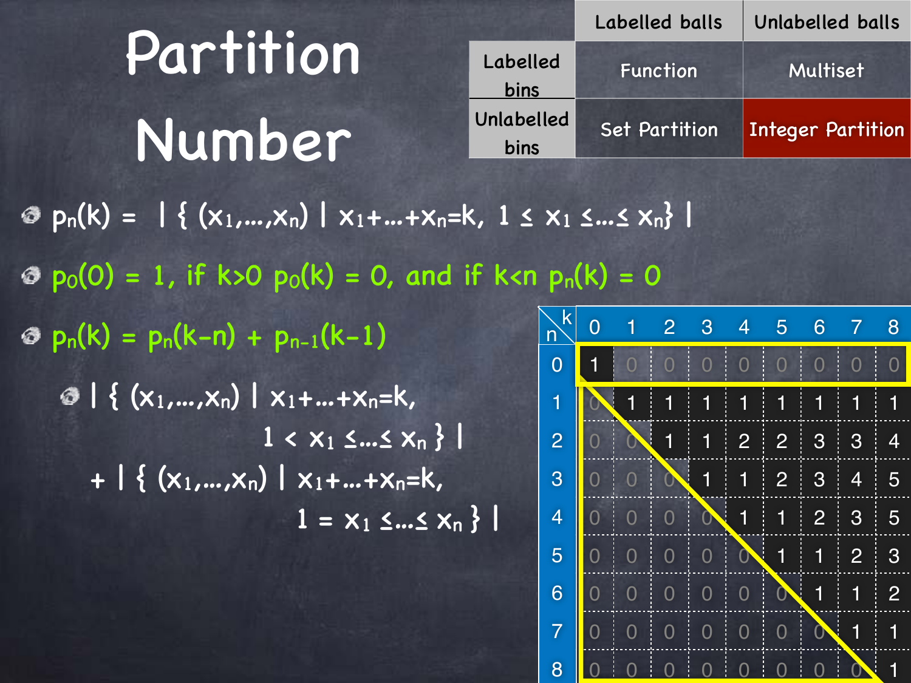# Partition Number

| | Labelled balls | Unlabelled balls |
|---|---|---|
| Labelled bins | Function | Multiset |
| Unlabelled bins | Set Partition | Integer Partition |

- $p_n(k) = |\{ (x_1,\ldots,x_n) \mid x_1+\ldots+x_n=k,\ 1 \le x_1 \le\ldots\le x_n\}|$
- $p_0(0) = 1$, if $k>0$ $p_0(k) = 0$, and if $k<n$ $p_n(k) = 0$
- $p_n(k) = p_n(k-n) + p_{n-1}(k-1)$
  - $|\{ (x_1,\ldots,x_n) \mid x_1+\ldots+x_n=k,\ 1 < x_1 \le\ldots\le x_n \}|$
    $+ |\{ (x_1,\ldots,x_n) \mid x_1+\ldots+x_n=k,\ 1 = x_1 \le\ldots\le x_n \}|$

| n \ k | 0 | 1 | 2 | 3 | 4 | 5 | 6 | 7 | 8 |
|---|---|---|---|---|---|---|---|---|---|
| 0 | 1 | 0 | 0 | 0 | 0 | 0 | 0 | 0 | 0 |
| 1 | 0 | 1 | 1 | 1 | 1 | 1 | 1 | 1 | 1 |
| 2 | 0 | 0 | 1 | 1 | 2 | 2 | 3 | 3 | 4 |
| 3 | 0 | 0 | 0 | 1 | 1 | 2 | 3 | 4 | 5 |
| 4 | 0 | 0 | 0 | 0 | 1 | 1 | 2 | 3 | 5 |
| 5 | 0 | 0 | 0 | 0 | 0 | 1 | 1 | 2 | 3 |
| 6 | 0 | 0 | 0 | 0 | 0 | 0 | 1 | 1 | 2 |
| 7 | 0 | 0 | 0 | 0 | 0 | 0 | 0 | 1 | 1 |
| 8 | 0 | 0 | 0 | 0 | 0 | 0 | 0 | 0 | 1 |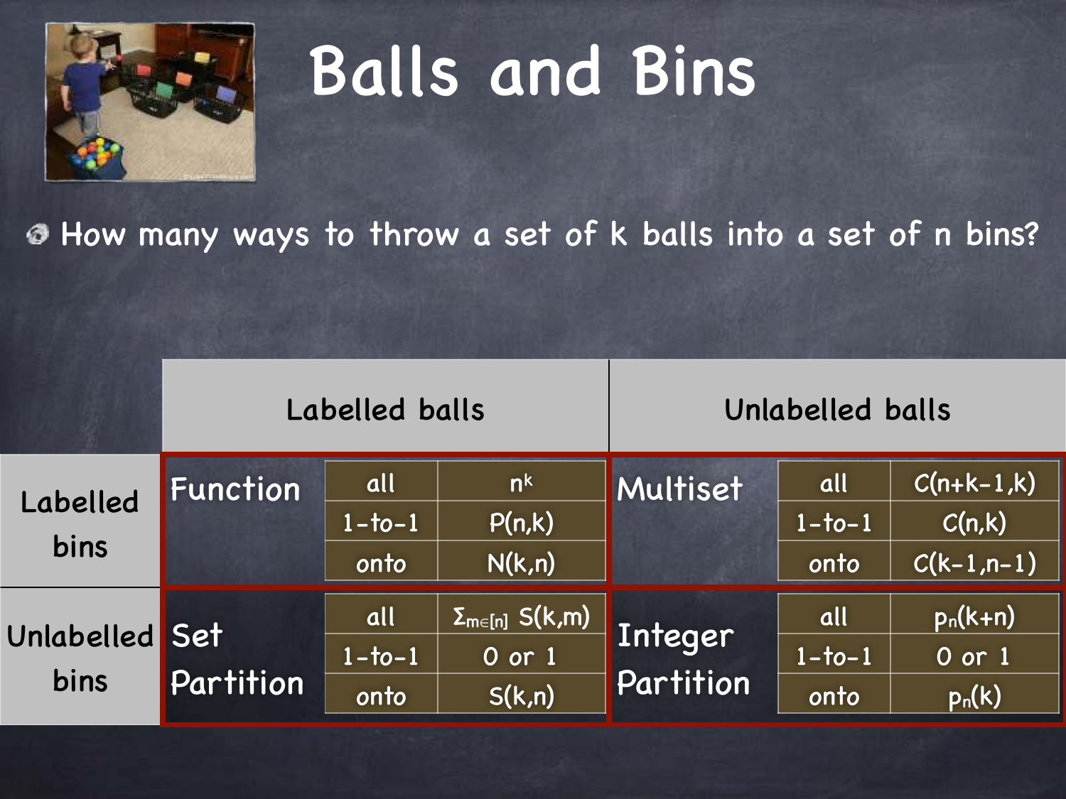# Balls and Bins

- How many ways to throw a set of k balls into a set of n bins?

| | Labelled balls | | | Unlabelled balls | | |
|---|---|---|---|---|---|---|
| **Labelled bins** | Function | all | $n^k$ | Multiset | all | $C(n+k-1,k)$ |
| | | 1-to-1 | $P(n,k)$ | | 1-to-1 | $C(n,k)$ |
| | | onto | $N(k,n)$ | | onto | $C(k-1,n-1)$ |
| **Unlabelled bins** | Set Partition | all | $\Sigma_{m\in[n]}\ S(k,m)$ | Integer Partition | all | $p_n(k+n)$ |
| | | 1-to-1 | 0 or 1 | | 1-to-1 | 0 or 1 |
| | | onto | $S(k,n)$ | | onto | $p_n(k)$ |